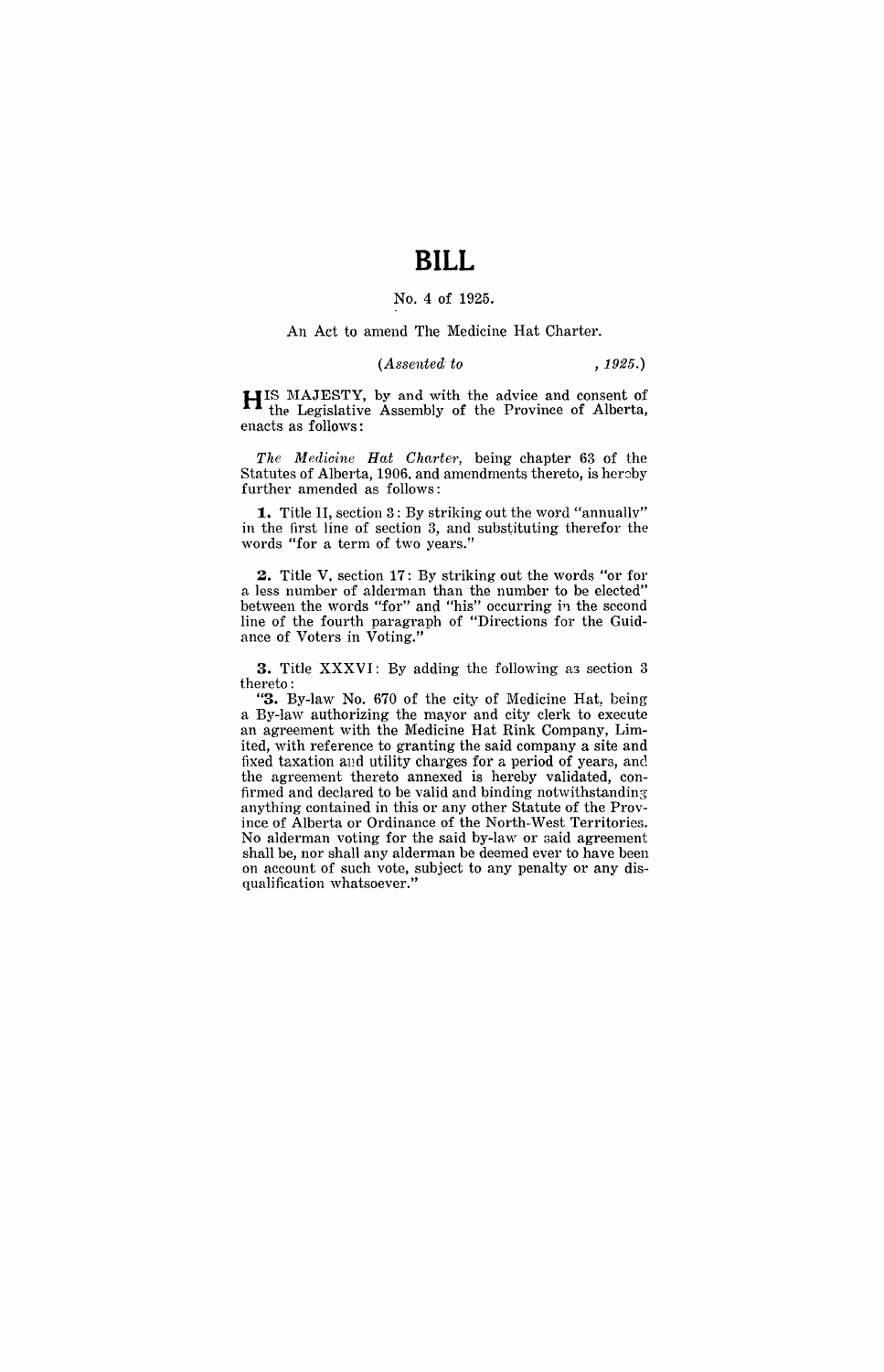# BILL

No. 4 of 1925.

An Act to amend The Medicine Hat Charter.

*(Assented to , 1925.)*

HIS MAJESTY, by and with the advice and consent of the Legislative Assembly of the Province of Alberta, enacts as follows:

*The Medicine Hat Charter,* being chapter 63 of the Statutes of Alberta, 1906, and amendments thereto, is hereby further amended as follows:

**1.** Title II, section 3: By striking out the word "annually" in the first line of section 3, and substituting therefor the words "for a term of two years."

**2.** Title V, section 17: By striking out the words "or for a less number of alderman than the number to be elected" between the words "for" and "his" occurring in the second line of the fourth paragraph of "Directions for the Guidance of Voters in Voting."

**3.** Title XXXVI: By adding the following as section 3 thereto:

"**3.** By-law No. 670 of the city of Medicine Hat, being a By-law authorizing the mayor and city clerk to execute an agreement with the Medicine Hat Rink Company, Limited, with reference to granting the said company a site and fixed taxation and utility charges for a period of years, and the agreement thereto annexed is hereby validated, confirmed and declared to be valid and binding notwithstanding anything contained in this or any other Statute of the Province of Alberta or Ordinance of the North-West Territories. No alderman voting for the said by-law or said agreement shall be, nor shall any alderman be deemed ever to have been on account of such vote, subject to any penalty or any disqualification whatsoever."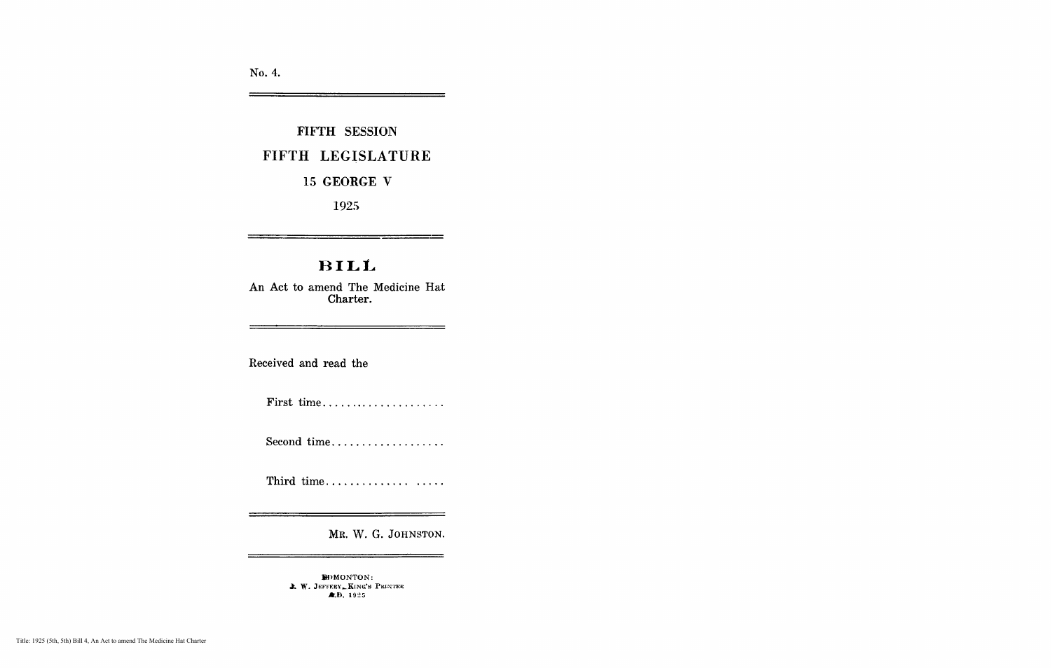No. 4.

---

FIFTH SESSION

FIFTH LEGISLATURE

15 GEORGE V

1925

---

# BILL

An Act to amend The Medicine Hat Charter.

---

Received and read the

First time....................

Second time...................

Third time.............. .....

---

MR. W. G. JOHNSTON.

---

EDMONTON:
J. W. JEFFERY, KING'S PRINTER
A.D. 1925

Title: 1925 (5th, 5th) Bill 4, An Act to amend The Medicine Hat Charter